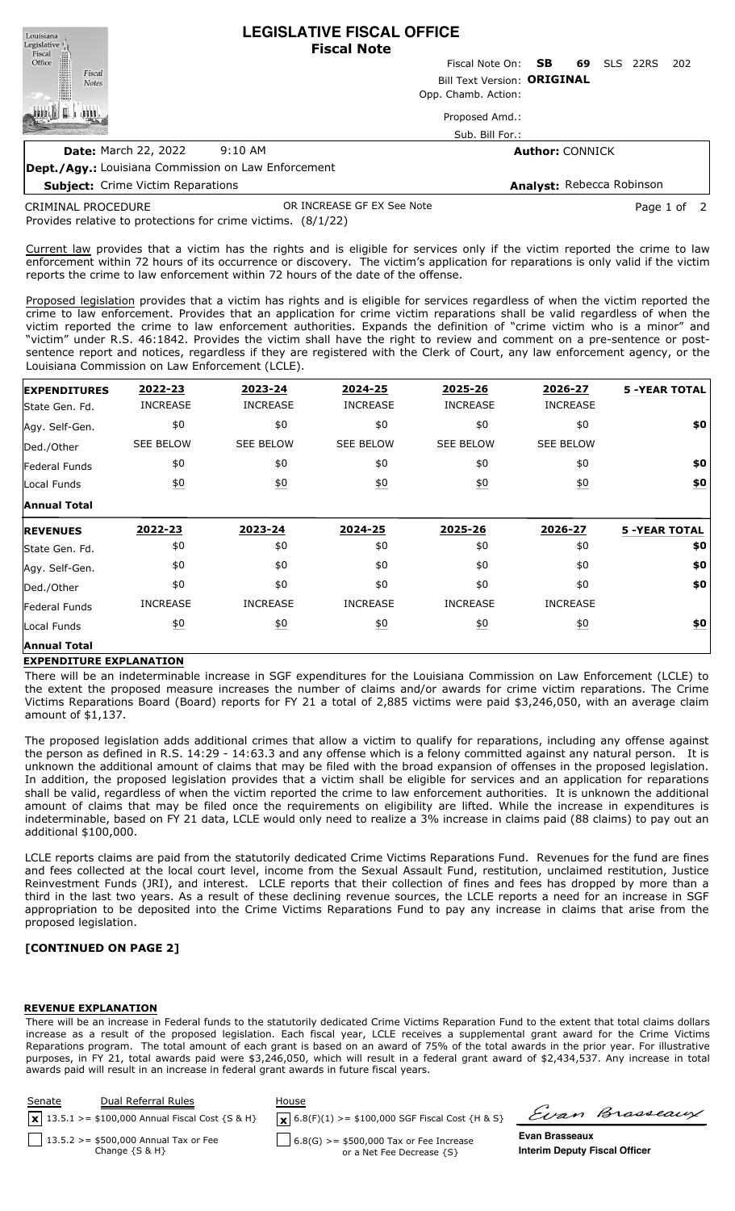# LEGISLATIVE FISCAL OFFICE
## Fiscal Note

Fiscal Note On: **SB 69** SLS 22RS 202

Bill Text Version: **ORIGINAL**

Opp. Chamb. Action:

Proposed Amd.:

Sub. Bill For.:

**Date:** March 22, 2022 9:10 AM

**Author:** CONNICK

**Dept./Agy.:** Louisiana Commission on Law Enforcement

**Subject:** Crime Victim Reparations

**Analyst:** Rebecca Robinson

CRIMINAL PROCEDURE — OR INCREASE GF EX See Note

Provides relative to protections for crime victims. (8/1/22)

Current law provides that a victim has the rights and is eligible for services only if the victim reported the crime to law enforcement within 72 hours of its occurrence or discovery. The victim's application for reparations is only valid if the victim reports the crime to law enforcement within 72 hours of the date of the offense.

Proposed legislation provides that a victim has rights and is eligible for services regardless of when the victim reported the crime to law enforcement. Provides that an application for crime victim reparations shall be valid regardless of when the victim reported the crime to law enforcement authorities. Expands the definition of "crime victim who is a minor" and "victim" under R.S. 46:1842. Provides the victim shall have the right to review and comment on a pre-sentence or post-sentence report and notices, regardless if they are registered with the Clerk of Court, any law enforcement agency, or the Louisiana Commission on Law Enforcement (LCLE).

| **EXPENDITURES** | **2022-23** | **2023-24** | **2024-25** | **2025-26** | **2026-27** | **5 -YEAR TOTAL** |
|---|---|---|---|---|---|---|
| State Gen. Fd. | INCREASE | INCREASE | INCREASE | INCREASE | INCREASE | |
| Agy. Self-Gen. | $0 | $0 | $0 | $0 | $0 | **$0** |
| Ded./Other | SEE BELOW | SEE BELOW | SEE BELOW | SEE BELOW | SEE BELOW | |
| Federal Funds | $0 | $0 | $0 | $0 | $0 | **$0** |
| Local Funds | $0 | $0 | $0 | $0 | $0 | **$0** |
| **Annual Total** | | | | | | |
| **REVENUES** | **2022-23** | **2023-24** | **2024-25** | **2025-26** | **2026-27** | **5 -YEAR TOTAL** |
| State Gen. Fd. | $0 | $0 | $0 | $0 | $0 | **$0** |
| Agy. Self-Gen. | $0 | $0 | $0 | $0 | $0 | **$0** |
| Ded./Other | $0 | $0 | $0 | $0 | $0 | **$0** |
| Federal Funds | INCREASE | INCREASE | INCREASE | INCREASE | INCREASE | |
| Local Funds | $0 | $0 | $0 | $0 | $0 | **$0** |
| **Annual Total** | | | | | | |

**EXPENDITURE EXPLANATION**

There will be an indeterminable increase in SGF expenditures for the Louisiana Commission on Law Enforcement (LCLE) to the extent the proposed measure increases the number of claims and/or awards for crime victim reparations. The Crime Victims Reparations Board (Board) reports for FY 21 a total of 2,885 victims were paid $3,246,050, with an average claim amount of $1,137.

The proposed legislation adds additional crimes that allow a victim to qualify for reparations, including any offense against the person as defined in R.S. 14:29 - 14:63.3 and any offense which is a felony committed against any natural person. It is unknown the additional amount of claims that may be filed with the broad expansion of offenses in the proposed legislation. In addition, the proposed legislation provides that a victim shall be eligible for services and an application for reparations shall be valid, regardless of when the victim reported the crime to law enforcement authorities. It is unknown the additional amount of claims that may be filed once the requirements on eligibility are lifted. While the increase in expenditures is indeterminable, based on FY 21 data, LCLE would only need to realize a 3% increase in claims paid (88 claims) to pay out an additional $100,000.

LCLE reports claims are paid from the statutorily dedicated Crime Victims Reparations Fund. Revenues for the fund are fines and fees collected at the local court level, income from the Sexual Assault Fund, restitution, unclaimed restitution, Justice Reinvestment Funds (JRI), and interest. LCLE reports that their collection of fines and fees has dropped by more than a third in the last two years. As a result of these declining revenue sources, the LCLE reports a need for an increase in SGF appropriation to be deposited into the Crime Victims Reparations Fund to pay any increase in claims that arise from the proposed legislation.

**[CONTINUED ON PAGE 2]**

**REVENUE EXPLANATION**

There will be an increase in Federal funds to the statutorily dedicated Crime Victims Reparation Fund to the extent that total claims dollars increase as a result of the proposed legislation. Each fiscal year, LCLE receives a supplemental grant award for the Crime Victims Reparations program. The total amount of each grant is based on an award of 75% of the total awards in the prior year. For illustrative purposes, in FY 21, total awards paid were $3,246,050, which will result in a federal grant award of $2,434,537. Any increase in total awards paid will result in an increase in federal grant awards in future fiscal years.

| Senate | Dual Referral Rules | House |
|---|---|---|
| [x] 13.5.1 >= $100,000 Annual Fiscal Cost {S & H} | | [x] 6.8(F)(1) >= $100,000 SGF Fiscal Cost {H & S} |
| [ ] 13.5.2 >= $500,000 Annual Tax or Fee Change {S & H} | | [ ] 6.8(G) >= $500,000 Tax or Fee Increase or a Net Fee Decrease {S} |

**Evan Brasseaux**
**Interim Deputy Fiscal Officer**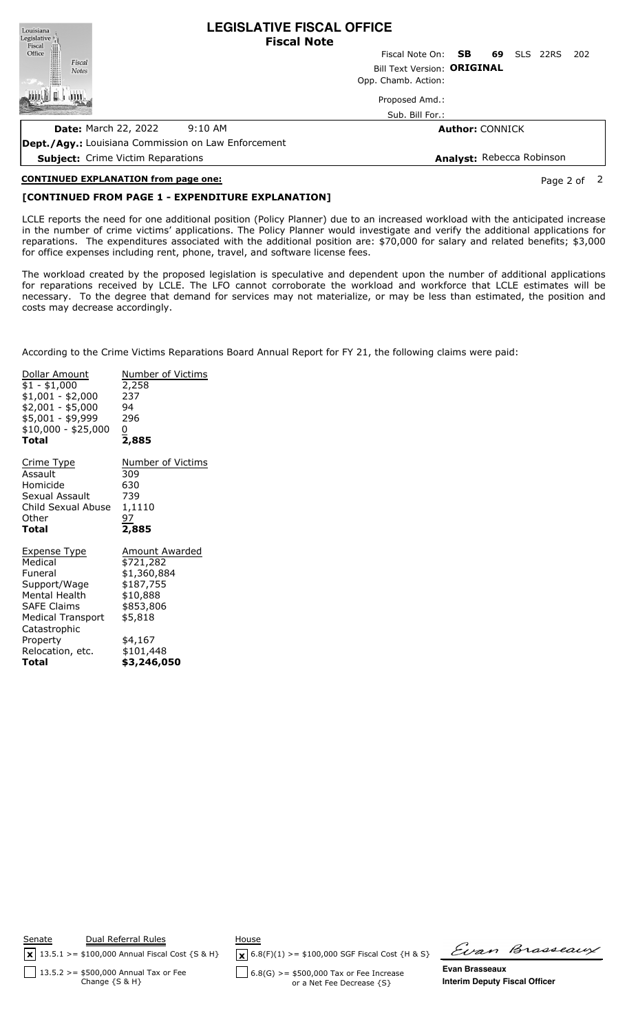# LEGISLATIVE FISCAL OFFICE
## Fiscal Note

Fiscal Note On: **SB 69** SLS 22RS 202

Bill Text Version: **ORIGINAL**

Opp. Chamb. Action:

Proposed Amd.:

Sub. Bill For.:

**Date:** March 22, 2022 9:10 AM

**Author:** CONNICK

**Dept./Agy.:** Louisiana Commission on Law Enforcement

**Subject:** Crime Victim Reparations

**Analyst:** Rebecca Robinson

**CONTINUED EXPLANATION from page one:**

**[CONTINUED FROM PAGE 1 - EXPENDITURE EXPLANATION]**

LCLE reports the need for one additional position (Policy Planner) due to an increased workload with the anticipated increase in the number of crime victims' applications. The Policy Planner would investigate and verify the additional applications for reparations. The expenditures associated with the additional position are: $70,000 for salary and related benefits; $3,000 for office expenses including rent, phone, travel, and software license fees.

The workload created by the proposed legislation is speculative and dependent upon the number of additional applications for reparations received by LCLE. The LFO cannot corroborate the workload and workforce that LCLE estimates will be necessary. To the degree that demand for services may not materialize, or may be less than estimated, the position and costs may decrease accordingly.

According to the Crime Victims Reparations Board Annual Report for FY 21, the following claims were paid:

| Dollar Amount | Number of Victims |
|---|---|
| $1 - $1,000 | 2,258 |
| $1,001 - $2,000 | 237 |
| $2,001 - $5,000 | 94 |
| $5,001 - $9,999 | 296 |
| $10,000 - $25,000 | 0 |
| **Total** | **2,885** |

| Crime Type | Number of Victims |
|---|---|
| Assault | 309 |
| Homicide | 630 |
| Sexual Assault | 739 |
| Child Sexual Abuse | 1,1110 |
| Other | 97 |
| **Total** | **2,885** |

| Expense Type | Amount Awarded |
|---|---|
| Medical | $721,282 |
| Funeral | $1,360,884 |
| Support/Wage | $187,755 |
| Mental Health | $10,888 |
| SAFE Claims | $853,806 |
| Medical Transport | $5,818 |
| Catastrophic | |
| Property | $4,167 |
| Relocation, etc. | $101,448 |
| **Total** | **$3,246,050** |

| Senate | Dual Referral Rules | House |
|---|---|---|
| [x] 13.5.1 >= $100,000 Annual Fiscal Cost {S & H} | | [x] 6.8(F)(1) >= $100,000 SGF Fiscal Cost {H & S} |
| [ ] 13.5.2 >= $500,000 Annual Tax or Fee Change {S & H} | | [ ] 6.8(G) >= $500,000 Tax or Fee Increase or a Net Fee Decrease {S} |

Evan Brasseaux

**Evan Brasseaux**
**Interim Deputy Fiscal Officer**